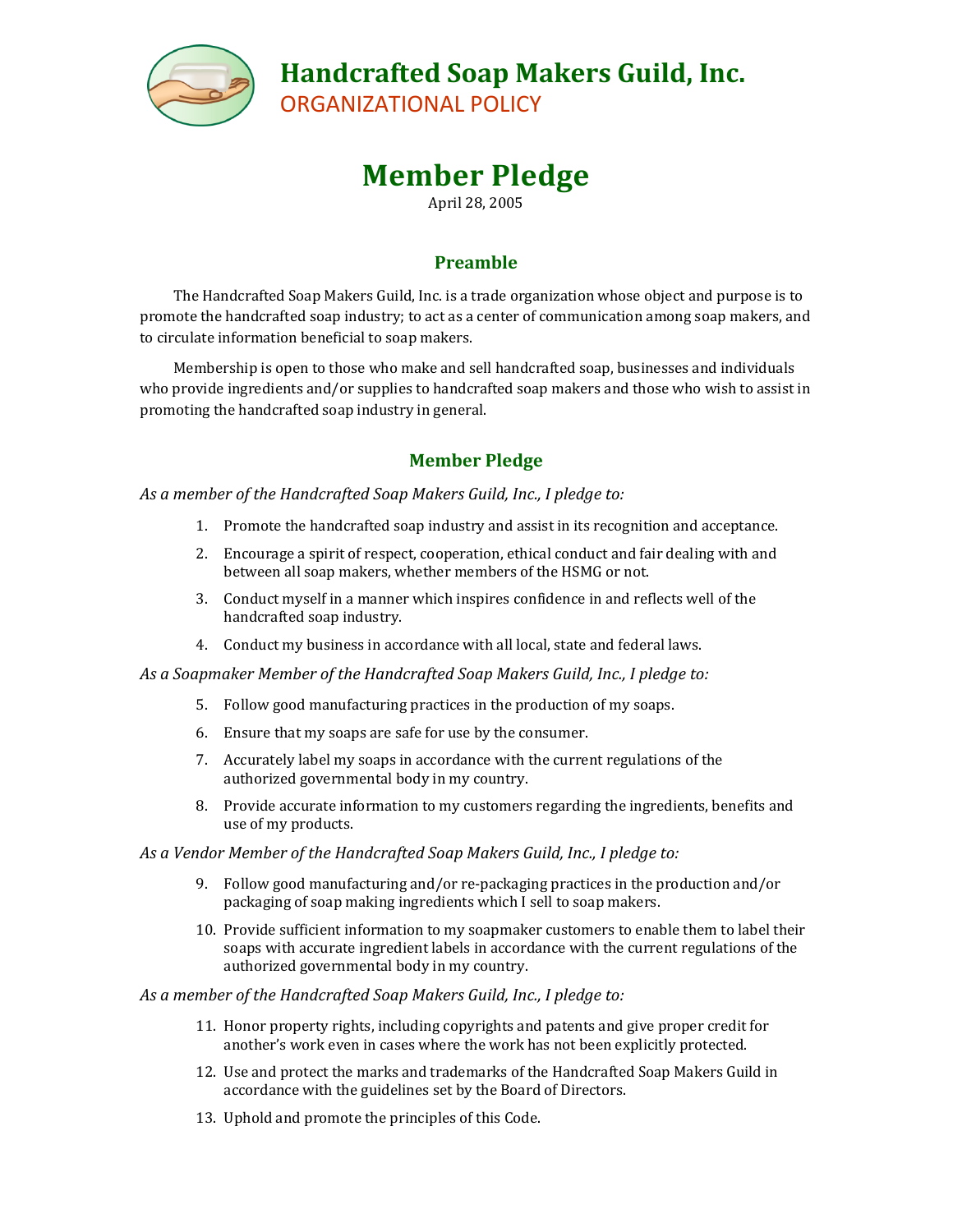# Handcrafted Soap Makers Guild, Inc.

ORGANIZATIONAL POLICY

# Member Pledge

April 28, 2005

## Preamble

The Handcrafted Soap Makers Guild, Inc. is a trade organization whose object and purpose is to promote the handcrafted soap industry; to act as a center of communication among soap makers, and to circulate information beneficial to soap makers.

Membership is open to those who make and sell handcrafted soap, businesses and individuals who provide ingredients and/or supplies to handcrafted soap makers and those who wish to assist in promoting the handcrafted soap industry in general.

## Member Pledge

*As a member of the Handcrafted Soap Makers Guild, Inc., I pledge to:*

1. Promote the handcrafted soap industry and assist in its recognition and acceptance.
2. Encourage a spirit of respect, cooperation, ethical conduct and fair dealing with and between all soap makers, whether members of the HSMG or not.
3. Conduct myself in a manner which inspires confidence in and reflects well of the handcrafted soap industry.
4. Conduct my business in accordance with all local, state and federal laws.

*As a Soapmaker Member of the Handcrafted Soap Makers Guild, Inc., I pledge to:*

5. Follow good manufacturing practices in the production of my soaps.
6. Ensure that my soaps are safe for use by the consumer.
7. Accurately label my soaps in accordance with the current regulations of the authorized governmental body in my country.
8. Provide accurate information to my customers regarding the ingredients, benefits and use of my products.

*As a Vendor Member of the Handcrafted Soap Makers Guild, Inc., I pledge to:*

9. Follow good manufacturing and/or re-packaging practices in the production and/or packaging of soap making ingredients which I sell to soap makers.
10. Provide sufficient information to my soapmaker customers to enable them to label their soaps with accurate ingredient labels in accordance with the current regulations of the authorized governmental body in my country.

*As a member of the Handcrafted Soap Makers Guild, Inc., I pledge to:*

11. Honor property rights, including copyrights and patents and give proper credit for another's work even in cases where the work has not been explicitly protected.
12. Use and protect the marks and trademarks of the Handcrafted Soap Makers Guild in accordance with the guidelines set by the Board of Directors.
13. Uphold and promote the principles of this Code.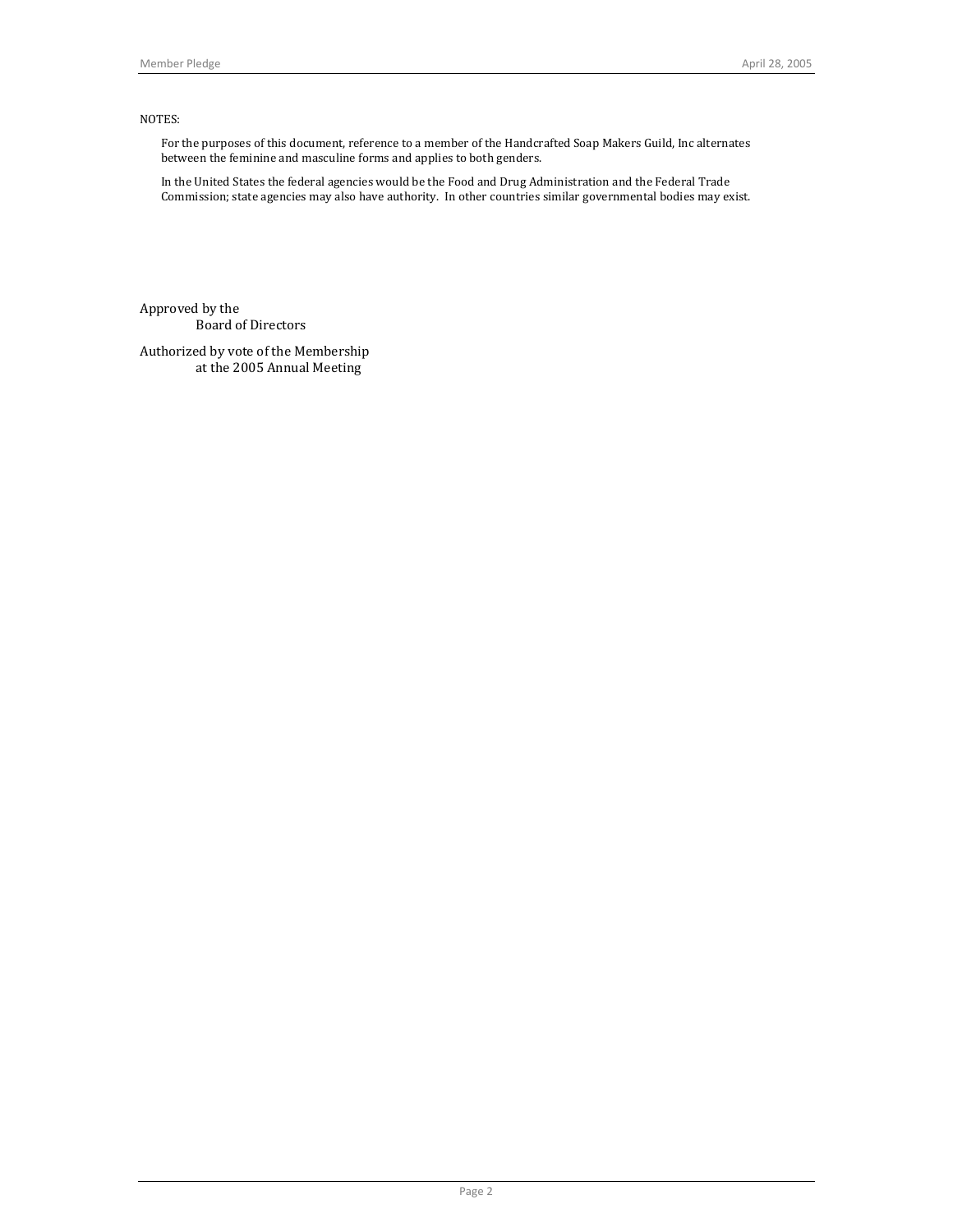NOTES:

For the purposes of this document, reference to a member of the Handcrafted Soap Makers Guild, Inc alternates between the feminine and masculine forms and applies to both genders.

In the United States the federal agencies would be the Food and Drug Administration and the Federal Trade Commission; state agencies may also have authority. In other countries similar governmental bodies may exist.

Approved by the
Board of Directors

Authorized by vote of the Membership
at the 2005 Annual Meeting